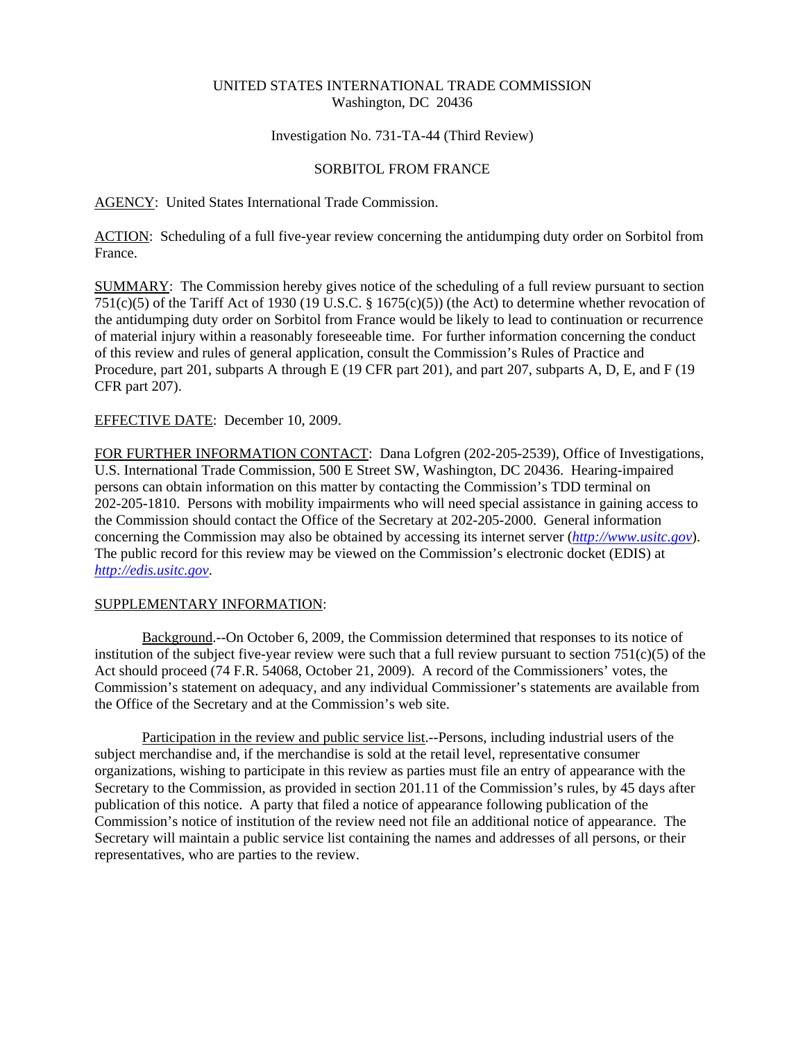UNITED STATES INTERNATIONAL TRADE COMMISSION
Washington, DC 20436

Investigation No. 731-TA-44 (Third Review)

SORBITOL FROM FRANCE

AGENCY: United States International Trade Commission.

ACTION: Scheduling of a full five-year review concerning the antidumping duty order on Sorbitol from France.

SUMMARY: The Commission hereby gives notice of the scheduling of a full review pursuant to section 751(c)(5) of the Tariff Act of 1930 (19 U.S.C. § 1675(c)(5)) (the Act) to determine whether revocation of the antidumping duty order on Sorbitol from France would be likely to lead to continuation or recurrence of material injury within a reasonably foreseeable time. For further information concerning the conduct of this review and rules of general application, consult the Commission's Rules of Practice and Procedure, part 201, subparts A through E (19 CFR part 201), and part 207, subparts A, D, E, and F (19 CFR part 207).

EFFECTIVE DATE: December 10, 2009.

FOR FURTHER INFORMATION CONTACT: Dana Lofgren (202-205-2539), Office of Investigations, U.S. International Trade Commission, 500 E Street SW, Washington, DC 20436. Hearing-impaired persons can obtain information on this matter by contacting the Commission's TDD terminal on 202-205-1810. Persons with mobility impairments who will need special assistance in gaining access to the Commission should contact the Office of the Secretary at 202-205-2000. General information concerning the Commission may also be obtained by accessing its internet server (*http://www.usitc.gov*). The public record for this review may be viewed on the Commission's electronic docket (EDIS) at *http://edis.usitc.gov*.

SUPPLEMENTARY INFORMATION:

Background.--On October 6, 2009, the Commission determined that responses to its notice of institution of the subject five-year review were such that a full review pursuant to section 751(c)(5) of the Act should proceed (74 F.R. 54068, October 21, 2009). A record of the Commissioners' votes, the Commission's statement on adequacy, and any individual Commissioner's statements are available from the Office of the Secretary and at the Commission's web site.

Participation in the review and public service list.--Persons, including industrial users of the subject merchandise and, if the merchandise is sold at the retail level, representative consumer organizations, wishing to participate in this review as parties must file an entry of appearance with the Secretary to the Commission, as provided in section 201.11 of the Commission's rules, by 45 days after publication of this notice. A party that filed a notice of appearance following publication of the Commission's notice of institution of the review need not file an additional notice of appearance. The Secretary will maintain a public service list containing the names and addresses of all persons, or their representatives, who are parties to the review.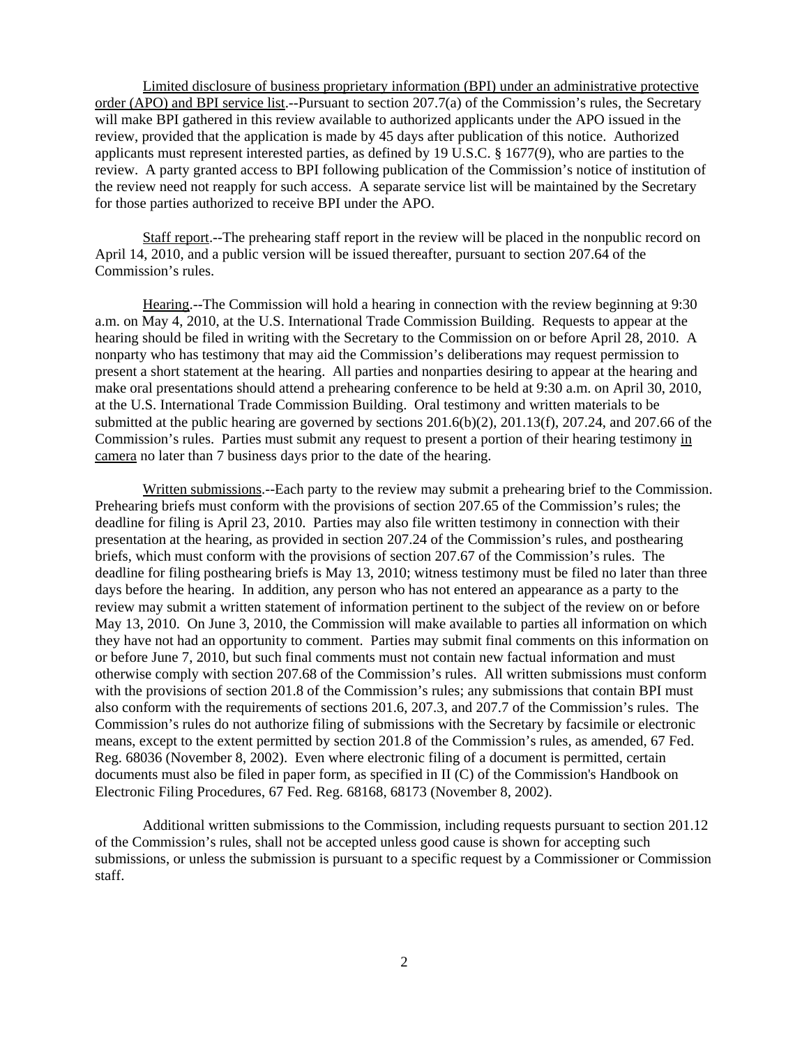Limited disclosure of business proprietary information (BPI) under an administrative protective order (APO) and BPI service list.--Pursuant to section 207.7(a) of the Commission's rules, the Secretary will make BPI gathered in this review available to authorized applicants under the APO issued in the review, provided that the application is made by 45 days after publication of this notice. Authorized applicants must represent interested parties, as defined by 19 U.S.C. § 1677(9), who are parties to the review. A party granted access to BPI following publication of the Commission's notice of institution of the review need not reapply for such access. A separate service list will be maintained by the Secretary for those parties authorized to receive BPI under the APO.

Staff report.--The prehearing staff report in the review will be placed in the nonpublic record on April 14, 2010, and a public version will be issued thereafter, pursuant to section 207.64 of the Commission's rules.

Hearing.--The Commission will hold a hearing in connection with the review beginning at 9:30 a.m. on May 4, 2010, at the U.S. International Trade Commission Building. Requests to appear at the hearing should be filed in writing with the Secretary to the Commission on or before April 28, 2010. A nonparty who has testimony that may aid the Commission's deliberations may request permission to present a short statement at the hearing. All parties and nonparties desiring to appear at the hearing and make oral presentations should attend a prehearing conference to be held at 9:30 a.m. on April 30, 2010, at the U.S. International Trade Commission Building. Oral testimony and written materials to be submitted at the public hearing are governed by sections 201.6(b)(2), 201.13(f), 207.24, and 207.66 of the Commission's rules. Parties must submit any request to present a portion of their hearing testimony in camera no later than 7 business days prior to the date of the hearing.

Written submissions.--Each party to the review may submit a prehearing brief to the Commission. Prehearing briefs must conform with the provisions of section 207.65 of the Commission's rules; the deadline for filing is April 23, 2010. Parties may also file written testimony in connection with their presentation at the hearing, as provided in section 207.24 of the Commission's rules, and posthearing briefs, which must conform with the provisions of section 207.67 of the Commission's rules. The deadline for filing posthearing briefs is May 13, 2010; witness testimony must be filed no later than three days before the hearing. In addition, any person who has not entered an appearance as a party to the review may submit a written statement of information pertinent to the subject of the review on or before May 13, 2010. On June 3, 2010, the Commission will make available to parties all information on which they have not had an opportunity to comment. Parties may submit final comments on this information on or before June 7, 2010, but such final comments must not contain new factual information and must otherwise comply with section 207.68 of the Commission's rules. All written submissions must conform with the provisions of section 201.8 of the Commission's rules; any submissions that contain BPI must also conform with the requirements of sections 201.6, 207.3, and 207.7 of the Commission's rules. The Commission's rules do not authorize filing of submissions with the Secretary by facsimile or electronic means, except to the extent permitted by section 201.8 of the Commission's rules, as amended, 67 Fed. Reg. 68036 (November 8, 2002). Even where electronic filing of a document is permitted, certain documents must also be filed in paper form, as specified in II (C) of the Commission's Handbook on Electronic Filing Procedures, 67 Fed. Reg. 68168, 68173 (November 8, 2002).

Additional written submissions to the Commission, including requests pursuant to section 201.12 of the Commission's rules, shall not be accepted unless good cause is shown for accepting such submissions, or unless the submission is pursuant to a specific request by a Commissioner or Commission staff.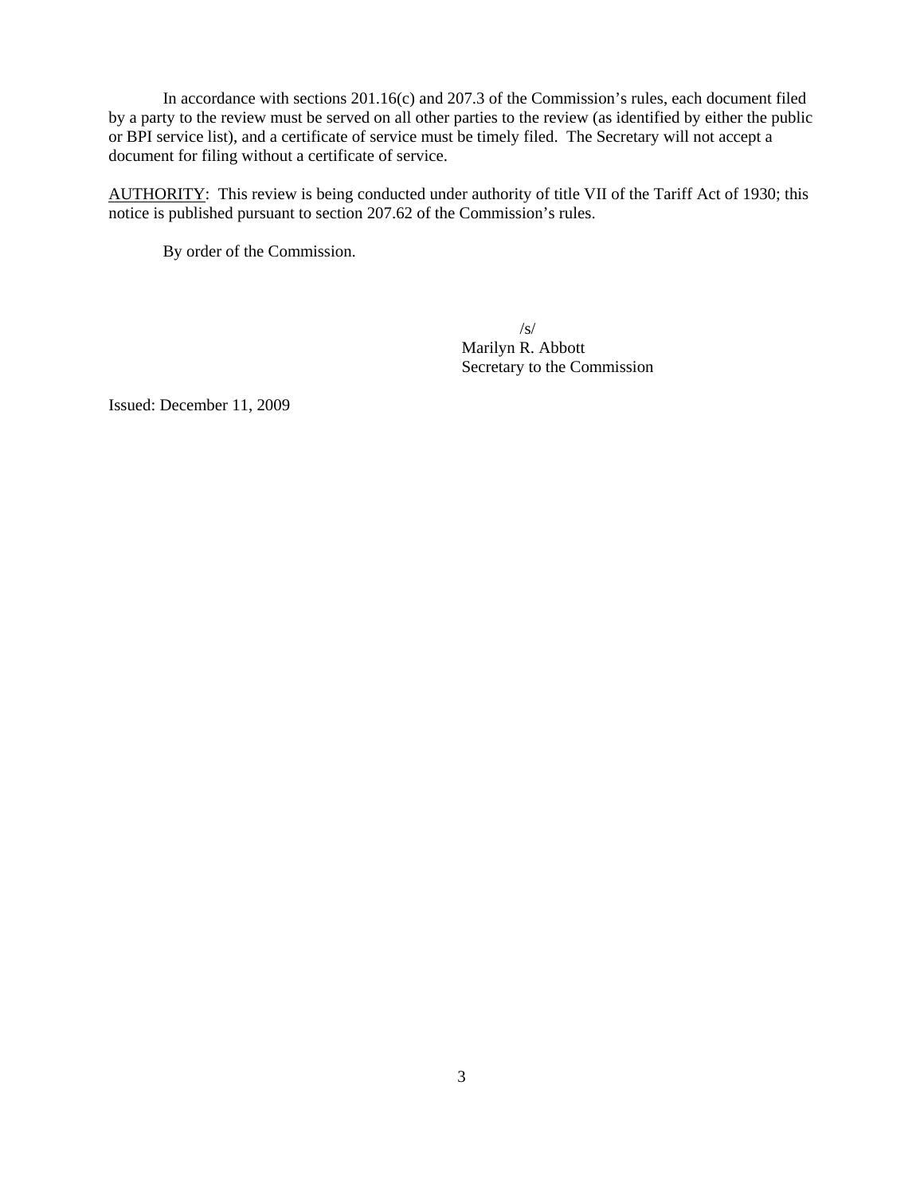In accordance with sections 201.16(c) and 207.3 of the Commission's rules, each document filed by a party to the review must be served on all other parties to the review (as identified by either the public or BPI service list), and a certificate of service must be timely filed. The Secretary will not accept a document for filing without a certificate of service.

AUTHORITY: This review is being conducted under authority of title VII of the Tariff Act of 1930; this notice is published pursuant to section 207.62 of the Commission's rules.

By order of the Commission.

/s/
Marilyn R. Abbott
Secretary to the Commission

Issued: December 11, 2009